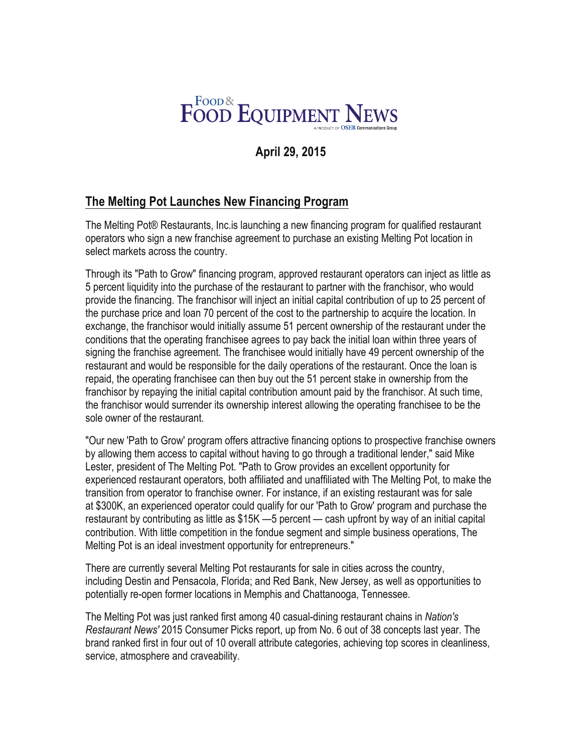# Food & Food Equipment News

A PRODUCT OF OSER Communications Group

**April 29, 2015**

## The Melting Pot Launches New Financing Program

The Melting Pot® Restaurants, Inc.is launching a new financing program for qualified restaurant operators who sign a new franchise agreement to purchase an existing Melting Pot location in select markets across the country.

Through its "Path to Grow" financing program, approved restaurant operators can inject as little as 5 percent liquidity into the purchase of the restaurant to partner with the franchisor, who would provide the financing. The franchisor will inject an initial capital contribution of up to 25 percent of the purchase price and loan 70 percent of the cost to the partnership to acquire the location. In exchange, the franchisor would initially assume 51 percent ownership of the restaurant under the conditions that the operating franchisee agrees to pay back the initial loan within three years of signing the franchise agreement. The franchisee would initially have 49 percent ownership of the restaurant and would be responsible for the daily operations of the restaurant. Once the loan is repaid, the operating franchisee can then buy out the 51 percent stake in ownership from the franchisor by repaying the initial capital contribution amount paid by the franchisor. At such time, the franchisor would surrender its ownership interest allowing the operating franchisee to be the sole owner of the restaurant.

"Our new 'Path to Grow' program offers attractive financing options to prospective franchise owners by allowing them access to capital without having to go through a traditional lender," said Mike Lester, president of The Melting Pot. "Path to Grow provides an excellent opportunity for experienced restaurant operators, both affiliated and unaffiliated with The Melting Pot, to make the transition from operator to franchise owner. For instance, if an existing restaurant was for sale at $300K, an experienced operator could qualify for our 'Path to Grow' program and purchase the restaurant by contributing as little as $15K —5 percent — cash upfront by way of an initial capital contribution. With little competition in the fondue segment and simple business operations, The Melting Pot is an ideal investment opportunity for entrepreneurs."

There are currently several Melting Pot restaurants for sale in cities across the country, including Destin and Pensacola, Florida; and Red Bank, New Jersey, as well as opportunities to potentially re-open former locations in Memphis and Chattanooga, Tennessee.

The Melting Pot was just ranked first among 40 casual-dining restaurant chains in *Nation's Restaurant News'* 2015 Consumer Picks report, up from No. 6 out of 38 concepts last year. The brand ranked first in four out of 10 overall attribute categories, achieving top scores in cleanliness, service, atmosphere and craveability.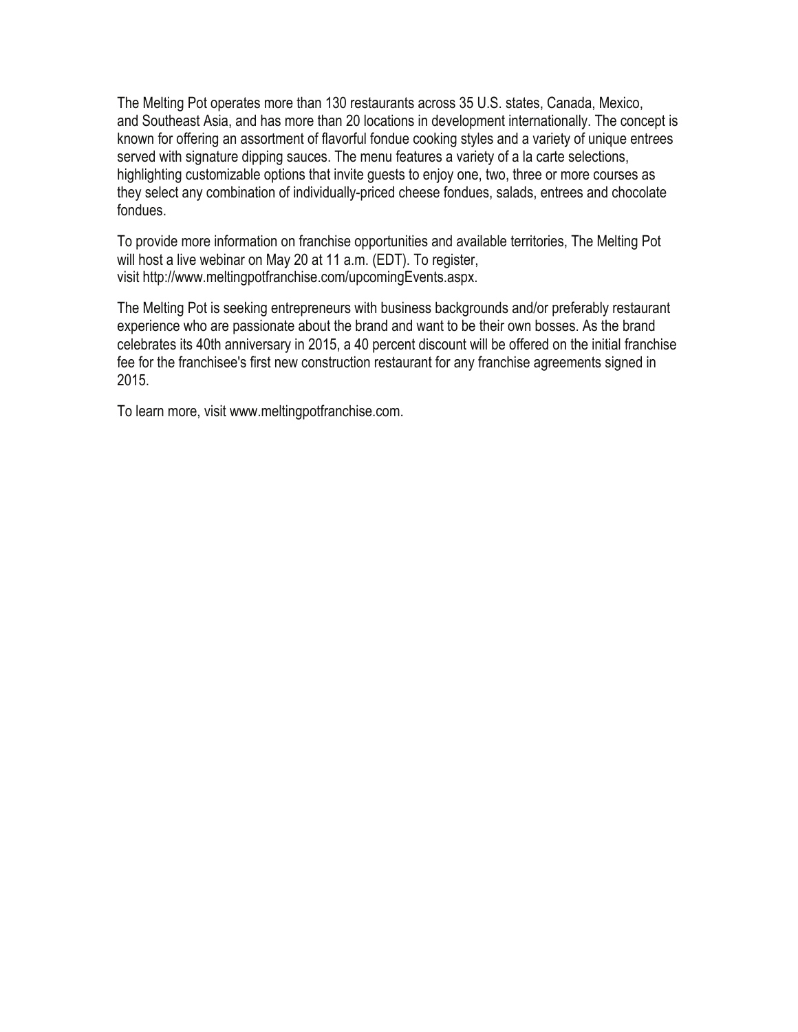The Melting Pot operates more than 130 restaurants across 35 U.S. states, Canada, Mexico, and Southeast Asia, and has more than 20 locations in development internationally. The concept is known for offering an assortment of flavorful fondue cooking styles and a variety of unique entrees served with signature dipping sauces. The menu features a variety of a la carte selections, highlighting customizable options that invite guests to enjoy one, two, three or more courses as they select any combination of individually-priced cheese fondues, salads, entrees and chocolate fondues.

To provide more information on franchise opportunities and available territories, The Melting Pot will host a live webinar on May 20 at 11 a.m. (EDT). To register, visit http://www.meltingpotfranchise.com/upcomingEvents.aspx.

The Melting Pot is seeking entrepreneurs with business backgrounds and/or preferably restaurant experience who are passionate about the brand and want to be their own bosses. As the brand celebrates its 40th anniversary in 2015, a 40 percent discount will be offered on the initial franchise fee for the franchisee's first new construction restaurant for any franchise agreements signed in 2015.

To learn more, visit www.meltingpotfranchise.com.